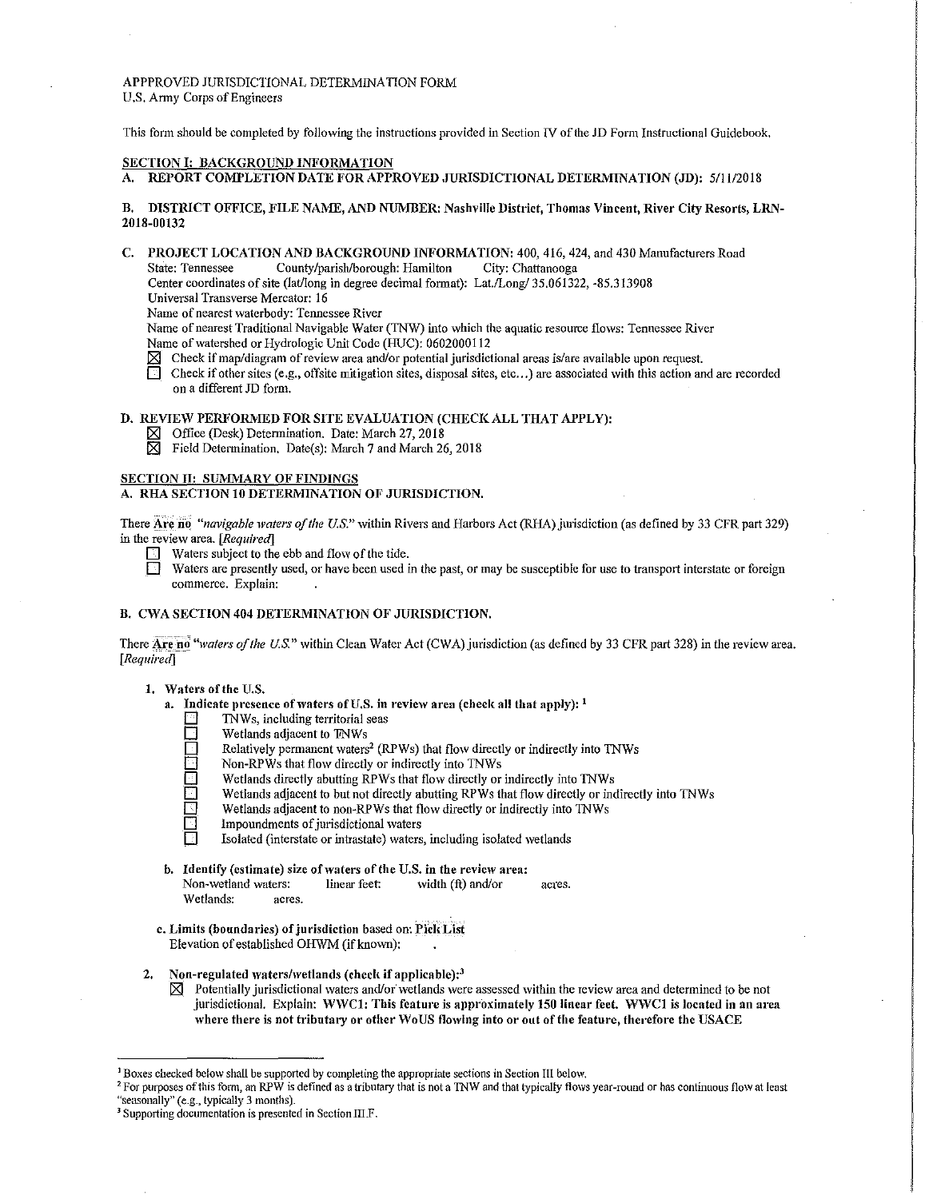APPPROVED JURISDICTIONAL DETERMINATION FORM
U.S. Army Corps of Engineers

This form should be completed by following the instructions provided in Section IV of the JD Form Instructional Guidebook.

## SECTION I: BACKGROUND INFORMATION

**A. REPORT COMPLETION DATE FOR APPROVED JURISDICTIONAL DETERMINATION (JD):** 5/11/2018

**B. DISTRICT OFFICE, FILE NAME, AND NUMBER: Nashville District, Thomas Vincent, River City Resorts, LRN-2018-00132**

**C. PROJECT LOCATION AND BACKGROUND INFORMATION:** 400, 416, 424, and 430 Manufacturers Road
State: Tennessee County/parish/borough: Hamilton City: Chattanooga
Center coordinates of site (lat/long in degree decimal format): Lat./Long/ 35.061322, -85.313908
Universal Transverse Mercator: 16
Name of nearest waterbody: Tennessee River
Name of nearest Traditional Navigable Water (TNW) into which the aquatic resource flows: Tennessee River
Name of watershed or Hydrologic Unit Code (HUC): 0602000112

- ☒ Check if map/diagram of review area and/or potential jurisdictional areas is/are available upon request.
- ☐ Check if other sites (e.g., offsite mitigation sites, disposal sites, etc...) are associated with this action and are recorded on a different JD form.

**D. REVIEW PERFORMED FOR SITE EVALUATION (CHECK ALL THAT APPLY):**

- ☒ Office (Desk) Determination. Date: March 27, 2018
- ☒ Field Determination. Date(s): March 7 and March 26, 2018

## SECTION II: SUMMARY OF FINDINGS

**A. RHA SECTION 10 DETERMINATION OF JURISDICTION.**

There **Are no** *"navigable waters of the U.S."* within Rivers and Harbors Act (RHA) jurisdiction (as defined by 33 CFR part 329) in the review area. *[Required]*

- ☐ Waters subject to the ebb and flow of the tide.
- ☐ Waters are presently used, or have been used in the past, or may be susceptible for use to transport interstate or foreign commerce. Explain: .

**B. CWA SECTION 404 DETERMINATION OF JURISDICTION.**

There **Are no** *"waters of the U.S."* within Clean Water Act (CWA) jurisdiction (as defined by 33 CFR part 328) in the review area. *[Required]*

1. **Waters of the U.S.**
   a. **Indicate presence of waters of U.S. in review area (check all that apply):** [1]
      - ☐ TNWs, including territorial seas
      - ☐ Wetlands adjacent to TNWs
      - ☐ Relatively permanent waters[2] (RPWs) that flow directly or indirectly into TNWs
      - ☐ Non-RPWs that flow directly or indirectly into TNWs
      - ☐ Wetlands directly abutting RPWs that flow directly or indirectly into TNWs
      - ☐ Wetlands adjacent to but not directly abutting RPWs that flow directly or indirectly into TNWs
      - ☐ Wetlands adjacent to non-RPWs that flow directly or indirectly into TNWs
      - ☐ Impoundments of jurisdictional waters
      - ☐ Isolated (interstate or intrastate) waters, including isolated wetlands

   b. **Identify (estimate) size of waters of the U.S. in the review area:**
      Non-wetland waters: linear feet: width (ft) and/or acres.
      Wetlands: acres.

   c. **Limits (boundaries) of jurisdiction** based on: **Pick List**
      Elevation of established OHWM (if known): .

2. **Non-regulated waters/wetlands (check if applicable):**[3]
   - ☒ Potentially jurisdictional waters and/or wetlands were assessed within the review area and determined to be not jurisdictional. Explain: **WWC1: This feature is approximately 150 linear feet. WWC1 is located in an area where there is not tributary or other WoUS flowing into or out of the feature, therefore the USACE**

---

[1] Boxes checked below shall be supported by completing the appropriate sections in Section III below.
[2] For purposes of this form, an RPW is defined as a tributary that is not a TNW and that typically flows year-round or has continuous flow at least "seasonally" (e.g., typically 3 months).
[3] Supporting documentation is presented in Section III.F.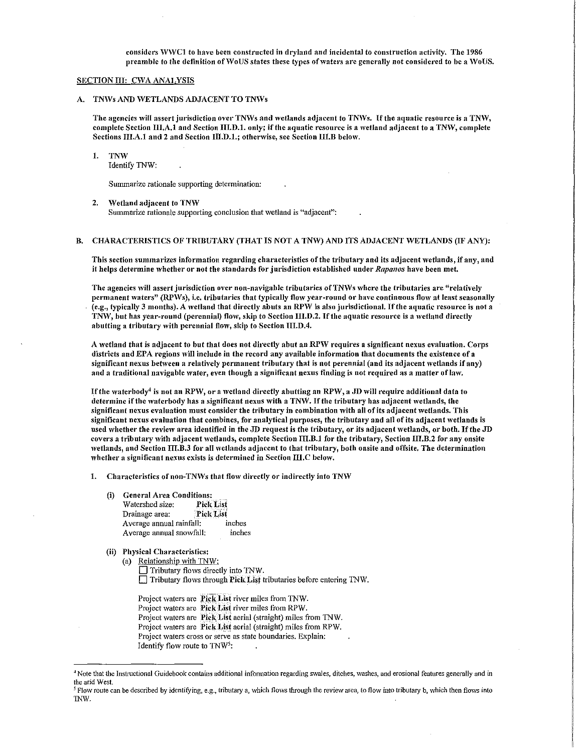considers WWC1 to have been constructed in dryland and incidental to construction activity. The 1986 preamble to the definition of WoUS states these types of waters are generally not considered to be a WoUS.

## SECTION III: CWA ANALYSIS

### A. TNWs AND WETLANDS ADJACENT TO TNWs

**The agencies will assert jurisdiction over TNWs and wetlands adjacent to TNWs. If the aquatic resource is a TNW, complete Section III.A.1 and Section III.D.1. only; if the aquatic resource is a wetland adjacent to a TNW, complete Sections III.A.1 and 2 and Section III.D.1.; otherwise, see Section III.B below.**

1. **TNW**
   Identify TNW: .

   Summarize rationale supporting determination: .

2. **Wetland adjacent to TNW**
   Summarize rationale supporting conclusion that wetland is "adjacent": .

### B. CHARACTERISTICS OF TRIBUTARY (THAT IS NOT A TNW) AND ITS ADJACENT WETLANDS (IF ANY):

**This section summarizes information regarding characteristics of the tributary and its adjacent wetlands, if any, and it helps determine whether or not the standards for jurisdiction established under *Rapanos* have been met.**

**The agencies will assert jurisdiction over non-navigable tributaries of TNWs where the tributaries are "relatively permanent waters" (RPWs), i.e. tributaries that typically flow year-round or have continuous flow at least seasonally (e.g., typically 3 months). A wetland that directly abuts an RPW is also jurisdictional. If the aquatic resource is not a TNW, but has year-round (perennial) flow, skip to Section III.D.2. If the aquatic resource is a wetland directly abutting a tributary with perennial flow, skip to Section III.D.4.**

**A wetland that is adjacent to but that does not directly abut an RPW requires a significant nexus evaluation. Corps districts and EPA regions will include in the record any available information that documents the existence of a significant nexus between a relatively permanent tributary that is not perennial (and its adjacent wetlands if any) and a traditional navigable water, even though a significant nexus finding is not required as a matter of law.**

**If the waterbody[4] is not an RPW, or a wetland directly abutting an RPW, a JD will require additional data to determine if the waterbody has a significant nexus with a TNW. If the tributary has adjacent wetlands, the significant nexus evaluation must consider the tributary in combination with all of its adjacent wetlands. This significant nexus evaluation that combines, for analytical purposes, the tributary and all of its adjacent wetlands is used whether the review area identified in the JD request is the tributary, or its adjacent wetlands, or both. If the JD covers a tributary with adjacent wetlands, complete Section III.B.1 for the tributary, Section III.B.2 for any onsite wetlands, and Section III.B.3 for all wetlands adjacent to that tributary, both onsite and offsite. The determination whether a significant nexus exists is determined in Section III.C below.**

1. **Characteristics of non-TNWs that flow directly or indirectly into TNW**

   (i) **General Area Conditions:**
   Watershed size: **Pick List**
   Drainage area: **Pick List**
   Average annual rainfall: inches
   Average annual snowfall: inches

   (ii) **Physical Characteristics:**
   (a) Relationship with TNW:
   ☐ Tributary flows directly into TNW.
   ☐ Tributary flows through **Pick List** tributaries before entering TNW.

   Project waters are **Pick List** river miles from TNW.
   Project waters are **Pick List** river miles from RPW.
   Project waters are **Pick List** aerial (straight) miles from TNW.
   Project waters are **Pick List** aerial (straight) miles from RPW.
   Project waters cross or serve as state boundaries. Explain: .
   Identify flow route to TNW[5]: .

---

[4] Note that the Instructional Guidebook contains additional information regarding swales, ditches, washes, and erosional features generally and in the arid West.

[5] Flow route can be described by identifying, e.g., tributary a, which flows through the review area, to flow into tributary b, which then flows into TNW.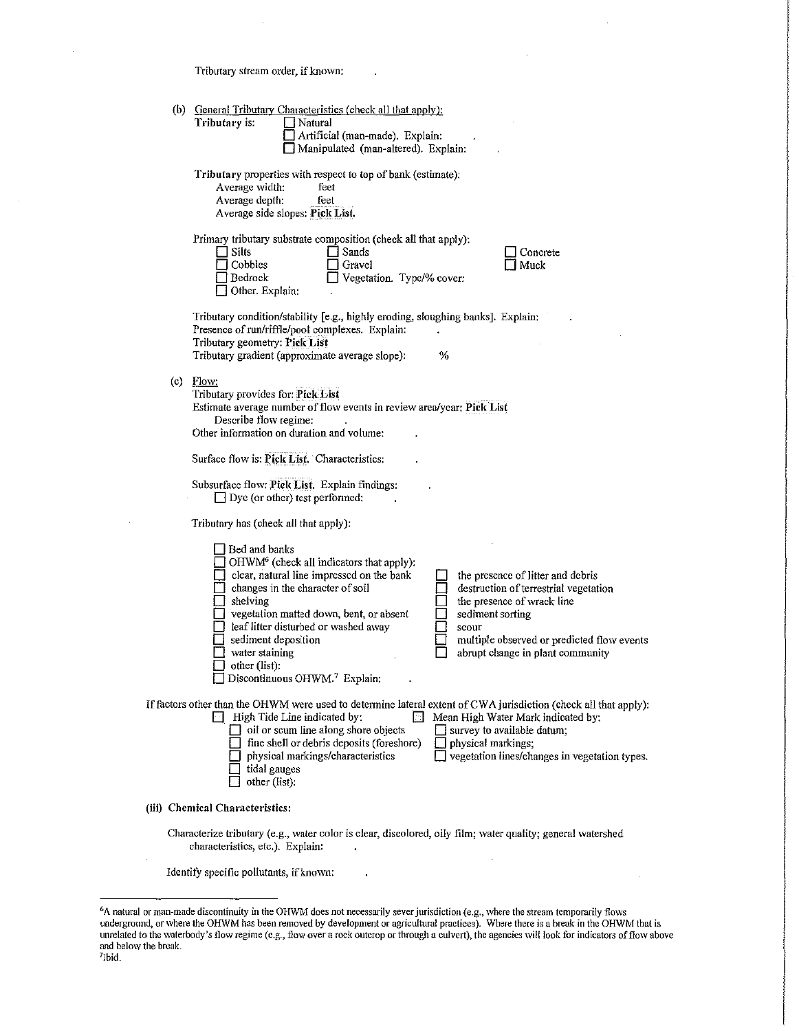Tributary stream order, if known: .

(b) General Tributary Characteristics (check all that apply):

**Tributary** is: ☐ Natural
☐ Artificial (man-made). Explain: .
☐ Manipulated (man-altered). Explain: .

**Tributary** properties with respect to top of bank (estimate):
Average width: feet
Average depth: feet
Average side slopes: **Pick List**.

Primary tributary substrate composition (check all that apply):

☐ Silts ☐ Sands ☐ Concrete
☐ Cobbles ☐ Gravel ☐ Muck
☐ Bedrock ☐ Vegetation. Type/% cover:
☐ Other. Explain: .

Tributary condition/stability [e.g., highly eroding, sloughing banks]. Explain: .
Presence of run/riffle/pool complexes. Explain: .
Tributary geometry: **Pick List**
Tributary gradient (approximate average slope): %

(c) Flow:

Tributary provides for: **Pick List**
Estimate average number of flow events in review area/year: **Pick List**
Describe flow regime: .
Other information on duration and volume: .

Surface flow is: **Pick List**. Characteristics: .

Subsurface flow: **Pick List**. Explain findings: .
☐ Dye (or other) test performed: .

Tributary has (check all that apply):

☐ Bed and banks
☐ OHWM[6] (check all indicators that apply):

☐ clear, natural line impressed on the bank
☐ changes in the character of soil
☐ shelving
☐ vegetation matted down, bent, or absent
☐ leaf litter disturbed or washed away
☐ sediment deposition
☐ water staining
☐ other (list):
☐ the presence of litter and debris
☐ destruction of terrestrial vegetation
☐ the presence of wrack line
☐ sediment sorting
☐ scour
☐ multiple observed or predicted flow events
☐ abrupt change in plant community

☐ Discontinuous OHWM.[7] Explain: .

If factors other than the OHWM were used to determine lateral extent of CWA jurisdiction (check all that apply):

☐ High Tide Line indicated by:
☐ oil or scum line along shore objects
☐ fine shell or debris deposits (foreshore)
☐ physical markings/characteristics
☐ tidal gauges
☐ other (list):

☐ Mean High Water Mark indicated by:
☐ survey to available datum;
☐ physical markings;
☐ vegetation lines/changes in vegetation types.

**(iii) Chemical Characteristics:**

Characterize tributary (e.g., water color is clear, discolored, oily film; water quality; general watershed characteristics, etc.). Explain: .

Identify specific pollutants, if known: .

---

[6]A natural or man-made discontinuity in the OHWM does not necessarily sever jurisdiction (e.g., where the stream temporarily flows underground, or where the OHWM has been removed by development or agricultural practices). Where there is a break in the OHWM that is unrelated to the waterbody's flow regime (e.g., flow over a rock outcrop or through a culvert), the agencies will look for indicators of flow above and below the break.

[7]Ibid.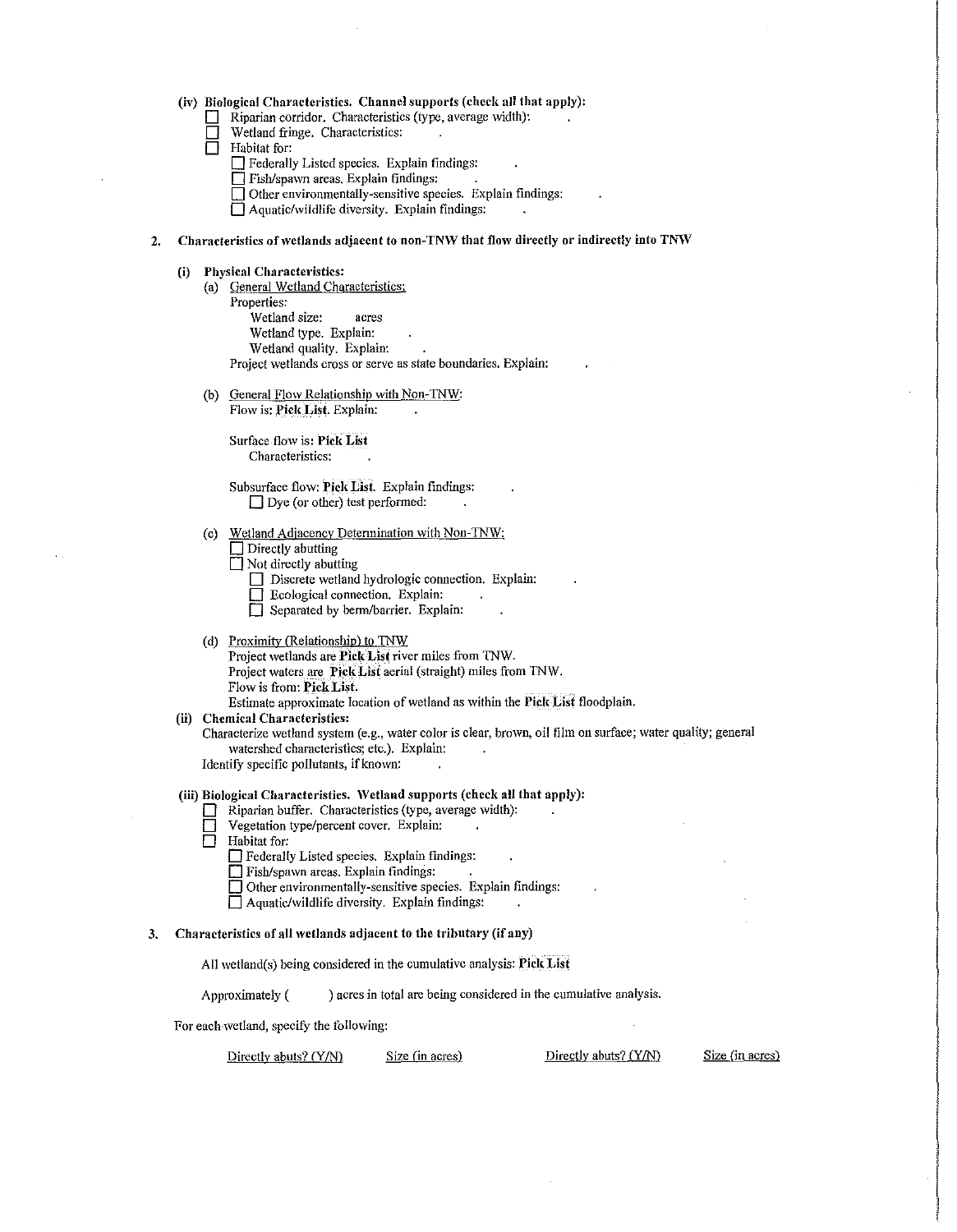(iv) **Biological Characteristics. Channel supports (check all that apply):**

- ☐ Riparian corridor. Characteristics (type, average width): .
- ☐ Wetland fringe. Characteristics: .
- ☐ Habitat for:
  - ☐ Federally Listed species. Explain findings: .
  - ☐ Fish/spawn areas. Explain findings: .
  - ☐ Other environmentally-sensitive species. Explain findings: .
  - ☐ Aquatic/wildlife diversity. Explain findings: .

**2. Characteristics of wetlands adjacent to non-TNW that flow directly or indirectly into TNW**

(i) **Physical Characteristics:**

(a) General Wetland Characteristics:

Properties:

Wetland size: acres

Wetland type. Explain: .

Wetland quality. Explain: .

Project wetlands cross or serve as state boundaries. Explain: .

(b) General Flow Relationship with Non-TNW:

Flow is: **Pick List**. Explain: .

Surface flow is: **Pick List**

Characteristics: .

Subsurface flow: **Pick List**. Explain findings: .

☐ Dye (or other) test performed: .

(c) Wetland Adjacency Determination with Non-TNW:

- ☐ Directly abutting
- ☐ Not directly abutting
  - ☐ Discrete wetland hydrologic connection. Explain: .
  - ☐ Ecological connection. Explain: .
  - ☐ Separated by berm/barrier. Explain: .

(d) Proximity (Relationship) to TNW

Project wetlands are **Pick List** river miles from TNW.

Project waters are **Pick List** aerial (straight) miles from TNW.

Flow is from: **Pick List**.

Estimate approximate location of wetland as within the **Pick List** floodplain.

(ii) **Chemical Characteristics:**

Characterize wetland system (e.g., water color is clear, brown, oil film on surface; water quality; general watershed characteristics; etc.). Explain: .

Identify specific pollutants, if known: .

(iii) **Biological Characteristics. Wetland supports (check all that apply):**

- ☐ Riparian buffer. Characteristics (type, average width): .
- ☐ Vegetation type/percent cover. Explain: .
- ☐ Habitat for:
  - ☐ Federally Listed species. Explain findings: .
  - ☐ Fish/spawn areas. Explain findings: .
  - ☐ Other environmentally-sensitive species. Explain findings: .
  - ☐ Aquatic/wildlife diversity. Explain findings: .

**3. Characteristics of all wetlands adjacent to the tributary (if any)**

All wetland(s) being considered in the cumulative analysis: **Pick List**

Approximately ( ) acres in total are being considered in the cumulative analysis.

For each wetland, specify the following:

| Directly abuts? (Y/N) | Size (in acres) | Directly abuts? (Y/N) | Size (in acres) |
|---|---|---|---|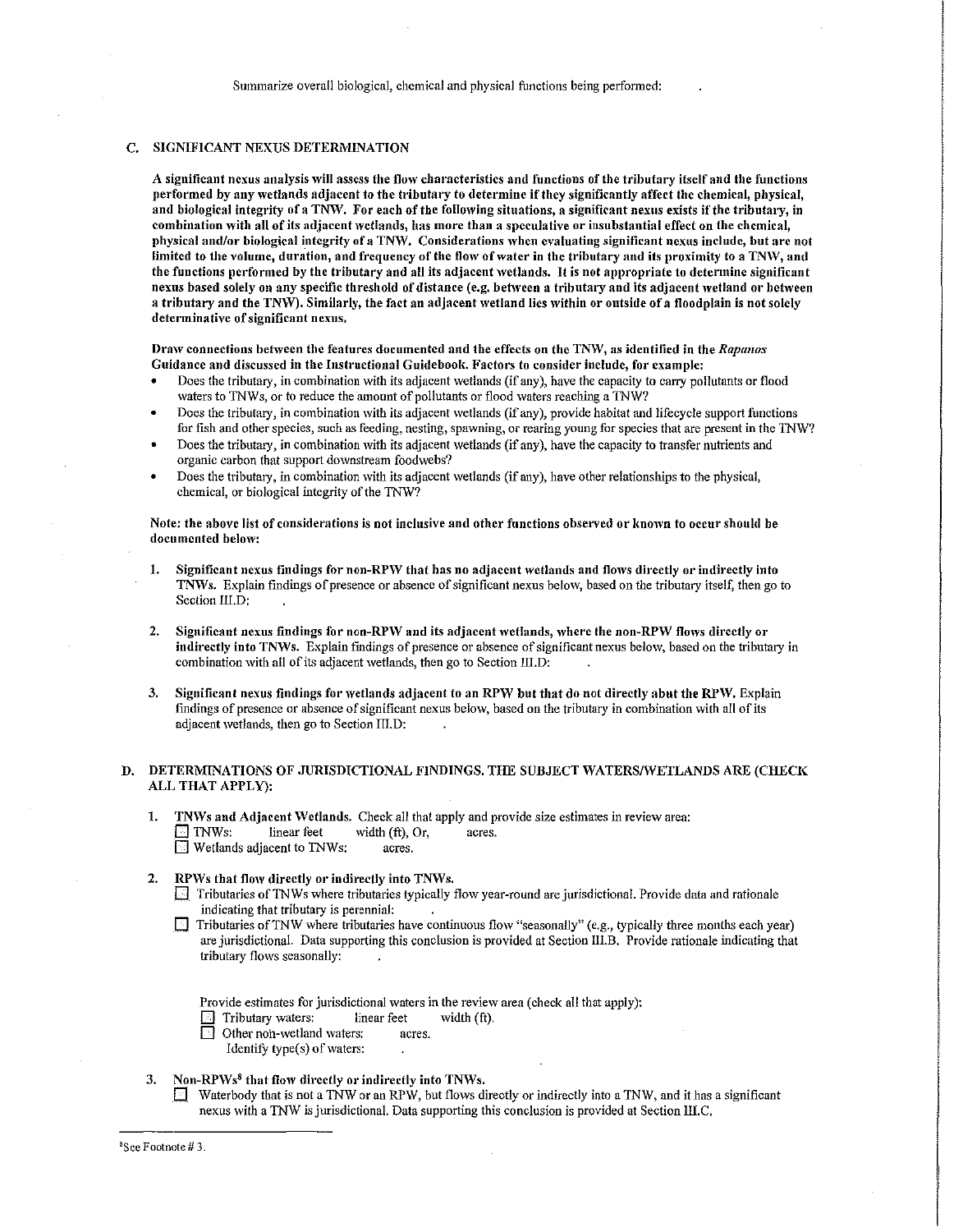Summarize overall biological, chemical and physical functions being performed: .

## C. SIGNIFICANT NEXUS DETERMINATION

**A significant nexus analysis will assess the flow characteristics and functions of the tributary itself and the functions performed by any wetlands adjacent to the tributary to determine if they significantly affect the chemical, physical, and biological integrity of a TNW. For each of the following situations, a significant nexus exists if the tributary, in combination with all of its adjacent wetlands, has more than a speculative or insubstantial effect on the chemical, physical and/or biological integrity of a TNW. Considerations when evaluating significant nexus include, but are not limited to the volume, duration, and frequency of the flow of water in the tributary and its proximity to a TNW, and the functions performed by the tributary and all its adjacent wetlands. It is not appropriate to determine significant nexus based solely on any specific threshold of distance (e.g. between a tributary and its adjacent wetland or between a tributary and the TNW). Similarly, the fact an adjacent wetland lies within or outside of a floodplain is not solely determinative of significant nexus.**

**Draw connections between the features documented and the effects on the TNW, as identified in the *Rapanos* Guidance and discussed in the Instructional Guidebook. Factors to consider include, for example:**

- Does the tributary, in combination with its adjacent wetlands (if any), have the capacity to carry pollutants or flood waters to TNWs, or to reduce the amount of pollutants or flood waters reaching a TNW?
- Does the tributary, in combination with its adjacent wetlands (if any), provide habitat and lifecycle support functions for fish and other species, such as feeding, nesting, spawning, or rearing young for species that are present in the TNW?
- Does the tributary, in combination with its adjacent wetlands (if any), have the capacity to transfer nutrients and organic carbon that support downstream foodwebs?
- Does the tributary, in combination with its adjacent wetlands (if any), have other relationships to the physical, chemical, or biological integrity of the TNW?

**Note: the above list of considerations is not inclusive and other functions observed or known to occur should be documented below:**

1. **Significant nexus findings for non-RPW that has no adjacent wetlands and flows directly or indirectly into TNWs.** Explain findings of presence or absence of significant nexus below, based on the tributary itself, then go to Section III.D: .

2. **Significant nexus findings for non-RPW and its adjacent wetlands, where the non-RPW flows directly or indirectly into TNWs.** Explain findings of presence or absence of significant nexus below, based on the tributary in combination with all of its adjacent wetlands, then go to Section III.D: .

3. **Significant nexus findings for wetlands adjacent to an RPW but that do not directly abut the RPW.** Explain findings of presence or absence of significant nexus below, based on the tributary in combination with all of its adjacent wetlands, then go to Section III.D: .

## D. DETERMINATIONS OF JURISDICTIONAL FINDINGS. THE SUBJECT WATERS/WETLANDS ARE (CHECK ALL THAT APPLY):

1. **TNWs and Adjacent Wetlands.** Check all that apply and provide size estimates in review area:
   - ☐ TNWs: linear feet width (ft), Or, acres.
   - ☐ Wetlands adjacent to TNWs: acres.

2. **RPWs that flow directly or indirectly into TNWs.**
   - ☐ Tributaries of TNWs where tributaries typically flow year-round are jurisdictional. Provide data and rationale indicating that tributary is perennial: .
   - ☐ Tributaries of TNW where tributaries have continuous flow "seasonally" (e.g., typically three months each year) are jurisdictional. Data supporting this conclusion is provided at Section III.B. Provide rationale indicating that tributary flows seasonally: .

   Provide estimates for jurisdictional waters in the review area (check all that apply):
   - ☐ Tributary waters: linear feet width (ft).
   - ☐ Other non-wetland waters: acres.
     Identify type(s) of waters: .

3. **Non-RPWs[8] that flow directly or indirectly into TNWs.**
   - ☐ Waterbody that is not a TNW or an RPW, but flows directly or indirectly into a TNW, and it has a significant nexus with a TNW is jurisdictional. Data supporting this conclusion is provided at Section III.C.

---

[8] See Footnote # 3.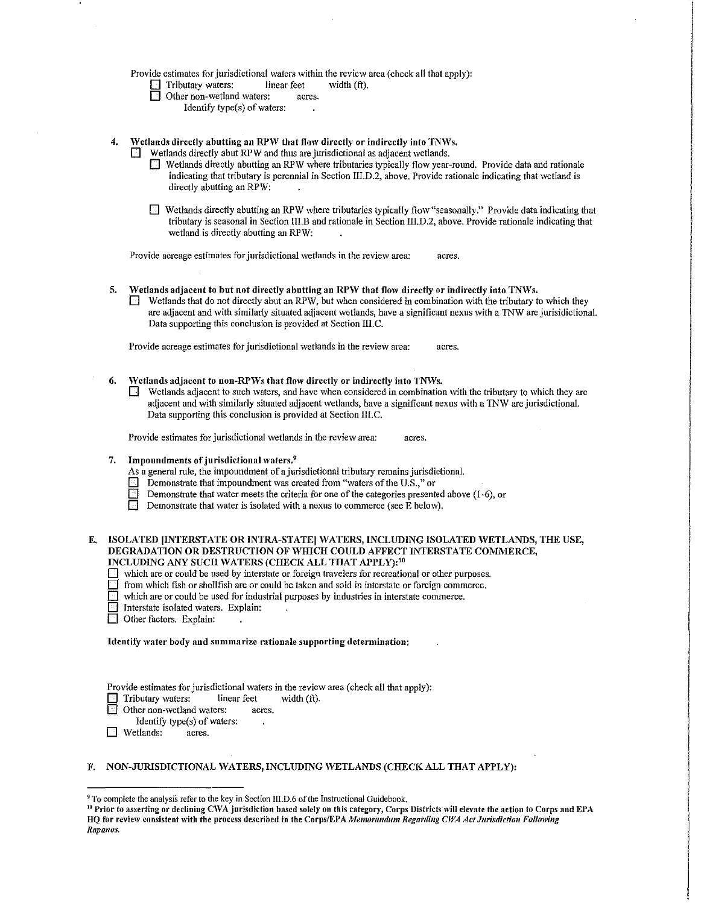Provide estimates for jurisdictional waters within the review area (check all that apply):

- ☐ Tributary waters: linear feet width (ft).
- ☐ Other non-wetland waters: acres.
  - Identify type(s) of waters: .

4. **Wetlands directly abutting an RPW that flow directly or indirectly into TNWs.**
   - ☐ Wetlands directly abut RPW and thus are jurisdictional as adjacent wetlands.
     - ☐ Wetlands directly abutting an RPW where tributaries typically flow year-round. Provide data and rationale indicating that tributary is perennial in Section III.D.2, above. Provide rationale indicating that wetland is directly abutting an RPW: .
     - ☐ Wetlands directly abutting an RPW where tributaries typically flow "seasonally." Provide data indicating that tributary is seasonal in Section III.B and rationale in Section III.D.2, above. Provide rationale indicating that wetland is directly abutting an RPW: .

   Provide acreage estimates for jurisdictional wetlands in the review area: acres.

5. **Wetlands adjacent to but not directly abutting an RPW that flow directly or indirectly into TNWs.**
   - ☐ Wetlands that do not directly abut an RPW, but when considered in combination with the tributary to which they are adjacent and with similarly situated adjacent wetlands, have a significant nexus with a TNW are jurisidictional. Data supporting this conclusion is provided at Section III.C.

   Provide acreage estimates for jurisdictional wetlands in the review area: acres.

6. **Wetlands adjacent to non-RPWs that flow directly or indirectly into TNWs.**
   - ☐ Wetlands adjacent to such waters, and have when considered in combination with the tributary to which they are adjacent and with similarly situated adjacent wetlands, have a significant nexus with a TNW are jurisdictional. Data supporting this conclusion is provided at Section III.C.

   Provide estimates for jurisdictional wetlands in the review area: acres.

7. **Impoundments of jurisdictional waters.**[9]

   As a general rule, the impoundment of a jurisdictional tributary remains jurisdictional.
   - ☐ Demonstrate that impoundment was created from "waters of the U.S.," or
   - ☐ Demonstrate that water meets the criteria for one of the categories presented above (1-6), or
   - ☐ Demonstrate that water is isolated with a nexus to commerce (see E below).

## E. ISOLATED [INTERSTATE OR INTRA-STATE] WATERS, INCLUDING ISOLATED WETLANDS, THE USE, DEGRADATION OR DESTRUCTION OF WHICH COULD AFFECT INTERSTATE COMMERCE, INCLUDING ANY SUCH WATERS (CHECK ALL THAT APPLY):[10]

- ☐ which are or could be used by interstate or foreign travelers for recreational or other purposes.
- ☐ from which fish or shellfish are or could be taken and sold in interstate or foreign commerce.
- ☐ which are or could be used for industrial purposes by industries in interstate commerce.
- ☐ Interstate isolated waters. Explain: .
- ☐ Other factors. Explain: .

**Identify water body and summarize rationale supporting determination:** .

Provide estimates for jurisdictional waters in the review area (check all that apply):

- ☐ Tributary waters: linear feet width (ft).
- ☐ Other non-wetland waters: acres.
  - Identify type(s) of waters: .
- ☐ Wetlands: acres.

## F. NON-JURISDICTIONAL WATERS, INCLUDING WETLANDS (CHECK ALL THAT APPLY):

---

[9] To complete the analysis refer to the key in Section III.D.6 of the Instructional Guidebook.

[10] **Prior to asserting or declining CWA jurisdiction based solely on this category, Corps Districts will elevate the action to Corps and EPA HQ for review consistent with the process described in the Corps/EPA *Memorandum Regarding CWA Act Jurisdiction Following Rapanos.***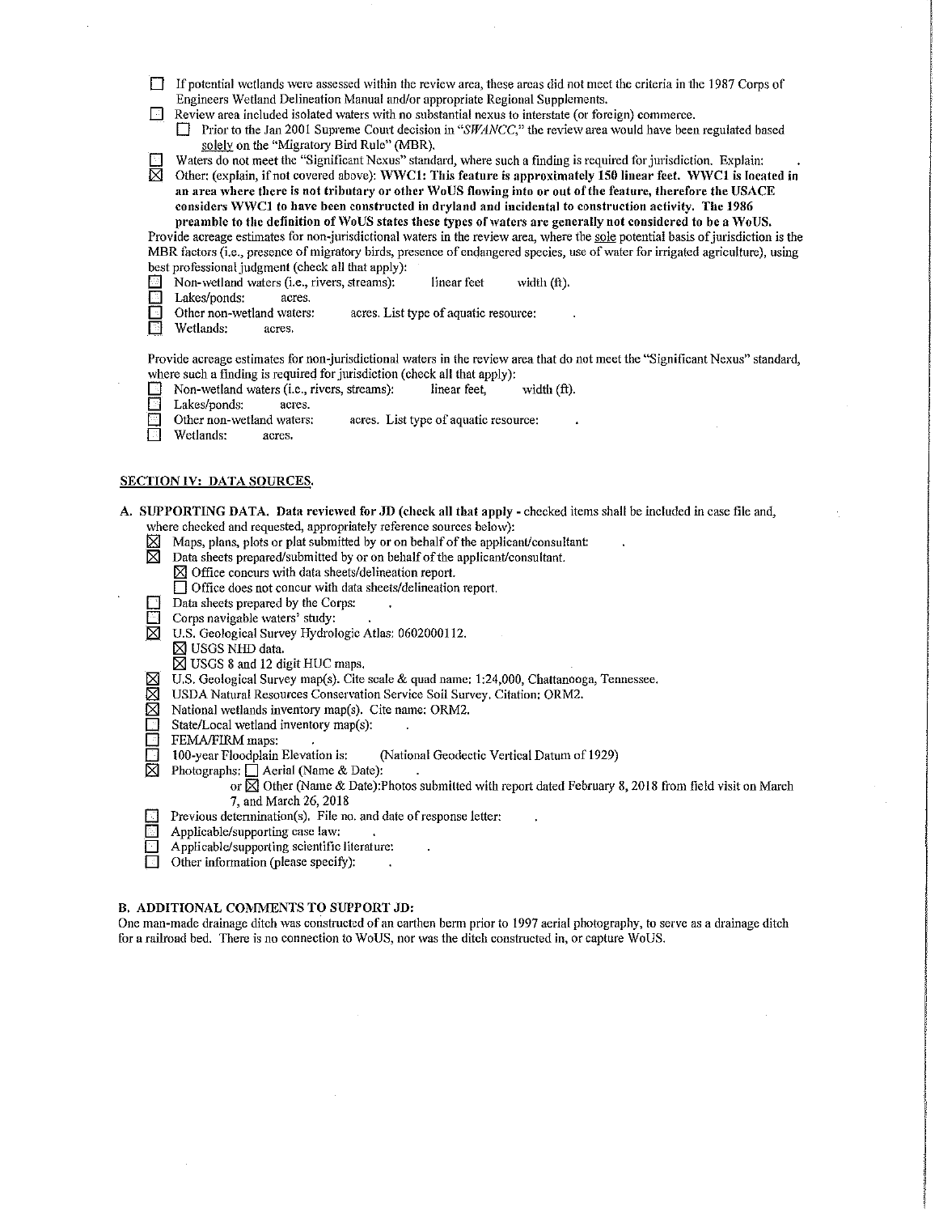☐ If potential wetlands were assessed within the review area, these areas did not meet the criteria in the 1987 Corps of Engineers Wetland Delineation Manual and/or appropriate Regional Supplements.

☐ Review area included isolated waters with no substantial nexus to interstate (or foreign) commerce.

☐ Prior to the Jan 2001 Supreme Court decision in "*SWANCC*," the review area would have been regulated based solely on the "Migratory Bird Rule" (MBR).

☐ Waters do not meet the "Significant Nexus" standard, where such a finding is required for jurisdiction. Explain: .

☒ Other: (explain, if not covered above): **WWC1: This feature is approximately 150 linear feet. WWC1 is located in an area where there is not tributary or other WoUS flowing into or out of the feature, therefore the USACE considers WWC1 to have been constructed in dryland and incidental to construction activity. The 1986 preamble to the definition of WoUS states these types of waters are generally not considered to be a WoUS.**

Provide acreage estimates for non-jurisdictional waters in the review area, where the sole potential basis of jurisdiction is the MBR factors (i.e., presence of migratory birds, presence of endangered species, use of water for irrigated agriculture), using best professional judgment (check all that apply):

☐ Non-wetland waters (i.e., rivers, streams): linear feet width (ft).

☐ Lakes/ponds: acres.

☐ Other non-wetland waters: acres. List type of aquatic resource: .

☐ Wetlands: acres.

Provide acreage estimates for non-jurisdictional waters in the review area that do not meet the "Significant Nexus" standard, where such a finding is required for jurisdiction (check all that apply):

☐ Non-wetland waters (i.e., rivers, streams): linear feet, width (ft).

☐ Lakes/ponds: acres.

☐ Other non-wetland waters: acres. List type of aquatic resource: .

☐ Wetlands: acres.

## SECTION IV: DATA SOURCES.

**A. SUPPORTING DATA. Data reviewed for JD (check all that apply -** checked items shall be included in case file and, where checked and requested, appropriately reference sources below):

☒ Maps, plans, plots or plat submitted by or on behalf of the applicant/consultant: .

☒ Data sheets prepared/submitted by or on behalf of the applicant/consultant.

☒ Office concurs with data sheets/delineation report.

☐ Office does not concur with data sheets/delineation report.

☐ Data sheets prepared by the Corps: .

☐ Corps navigable waters' study: .

☒ U.S. Geological Survey Hydrologic Atlas: 0602000112.

☒ USGS NHD data.

☒ USGS 8 and 12 digit HUC maps.

☒ U.S. Geological Survey map(s). Cite scale & quad name: 1:24,000, Chattanooga, Tennessee.

☒ USDA Natural Resources Conservation Service Soil Survey. Citation: ORM2.

☒ National wetlands inventory map(s). Cite name: ORM2.

☐ State/Local wetland inventory map(s): .

☐ FEMA/FIRM maps: .

☐ 100-year Floodplain Elevation is: (National Geodectic Vertical Datum of 1929)

☒ Photographs: ☐ Aerial (Name & Date): .

or ☒ Other (Name & Date):Photos submitted with report dated February 8, 2018 from field visit on March 7, and March 26, 2018

☐ Previous determination(s). File no. and date of response letter: .

☐ Applicable/supporting case law: .

☐ Applicable/supporting scientific literature: .

☐ Other information (please specify): .

**B. ADDITIONAL COMMENTS TO SUPPORT JD:**

One man-made drainage ditch was constructed of an earthen berm prior to 1997 aerial photography, to serve as a drainage ditch for a railroad bed. There is no connection to WoUS, nor was the ditch constructed in, or capture WoUS.